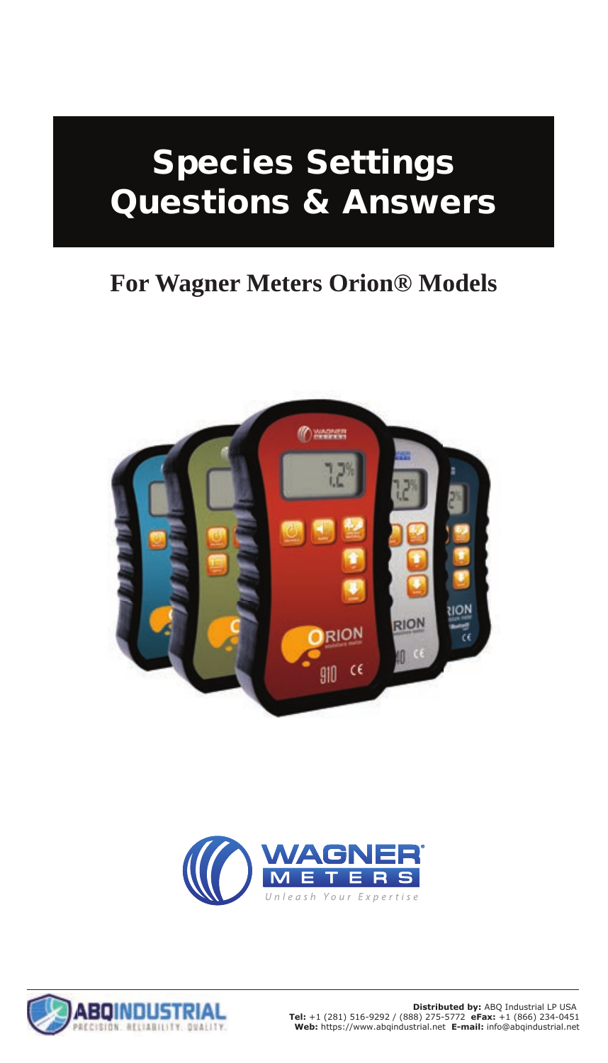# Species Settings Questions & Answers

## For Wagner Meters Orion® Models

**Distributed by:** ABQ Industrial LP USA
**Tel:** +1 (281) 516-9292 / (888) 275-5772 **eFax:** +1 (866) 234-0451
**Web:** https://www.abqindustrial.net **E-mail:** info@abqindustrial.net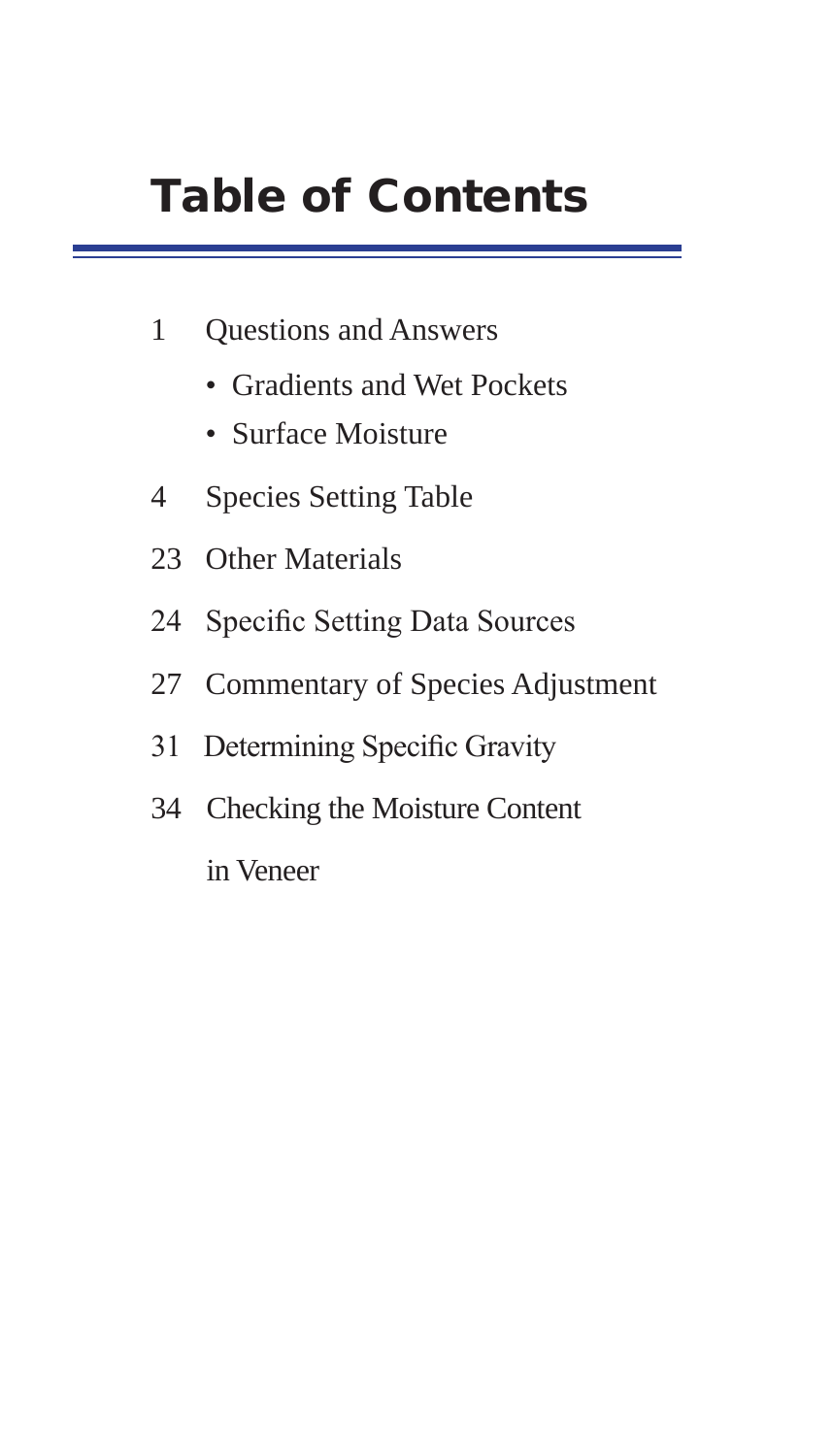# Table of Contents

1 Questions and Answers

- Gradients and Wet Pockets
- Surface Moisture

4 Species Setting Table

23 Other Materials

24 Specific Setting Data Sources

27 Commentary of Species Adjustment

31 Determining Specific Gravity

34 Checking the Moisture Content in Veneer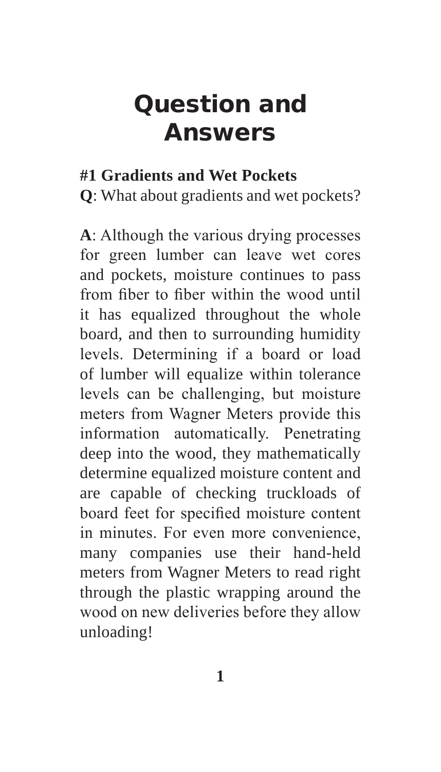# Question and Answers

## #1 Gradients and Wet Pockets

**Q**: What about gradients and wet pockets?

**A**: Although the various drying processes for green lumber can leave wet cores and pockets, moisture continues to pass from fiber to fiber within the wood until it has equalized throughout the whole board, and then to surrounding humidity levels. Determining if a board or load of lumber will equalize within tolerance levels can be challenging, but moisture meters from Wagner Meters provide this information automatically. Penetrating deep into the wood, they mathematically determine equalized moisture content and are capable of checking truckloads of board feet for specified moisture content in minutes. For even more convenience, many companies use their hand-held meters from Wagner Meters to read right through the plastic wrapping around the wood on new deliveries before they allow unloading!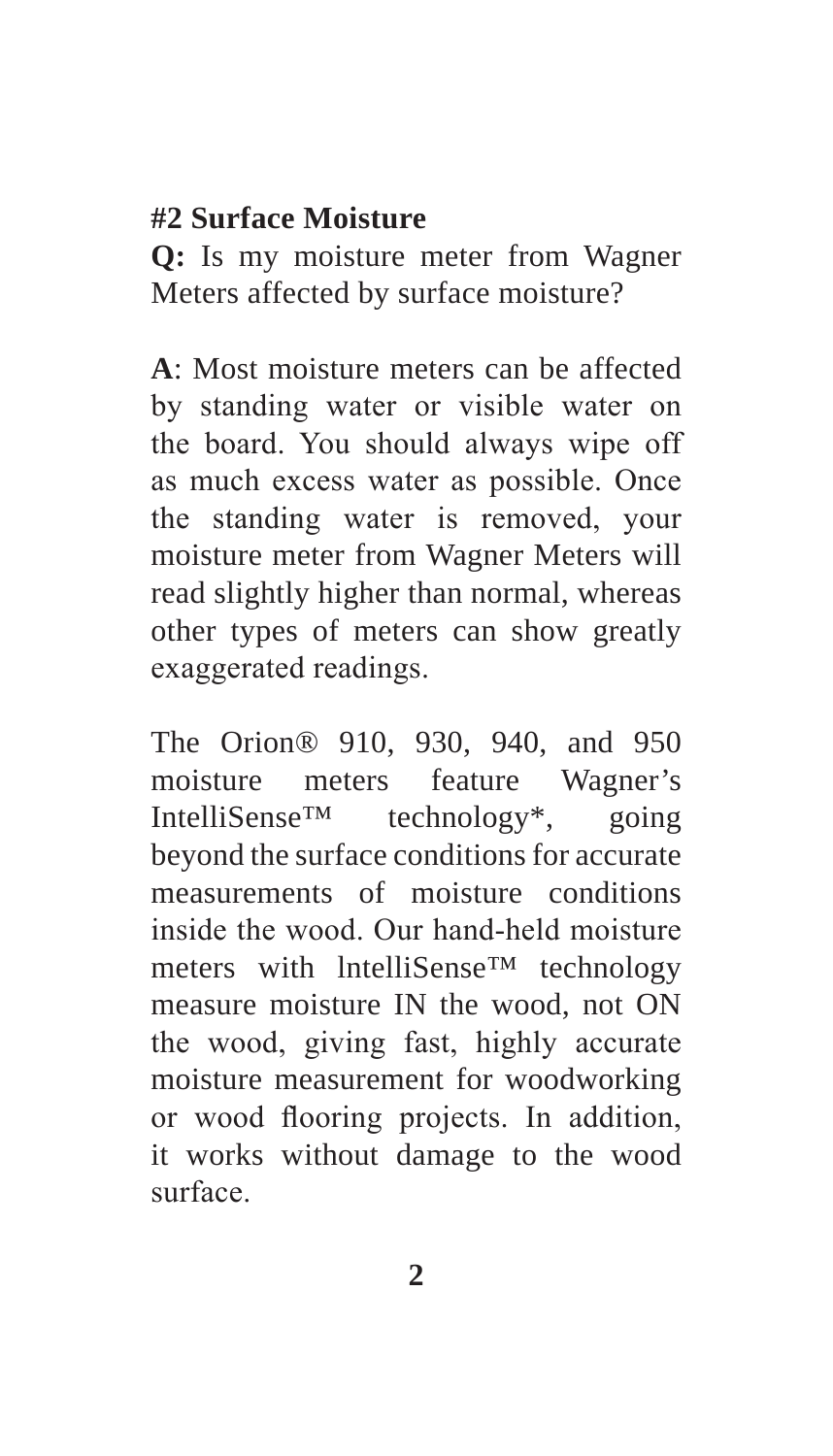#### #2 Surface Moisture

**Q:** Is my moisture meter from Wagner Meters affected by surface moisture?

**A**: Most moisture meters can be affected by standing water or visible water on the board. You should always wipe off as much excess water as possible. Once the standing water is removed, your moisture meter from Wagner Meters will read slightly higher than normal, whereas other types of meters can show greatly exaggerated readings.

The Orion® 910, 930, 940, and 950 moisture meters feature Wagner's IntelliSense™ technology*, going beyond the surface conditions for accurate measurements of moisture conditions inside the wood. Our hand-held moisture meters with lntelliSense™ technology measure moisture IN the wood, not ON the wood, giving fast, highly accurate moisture measurement for woodworking or wood flooring projects. In addition, it works without damage to the wood surface.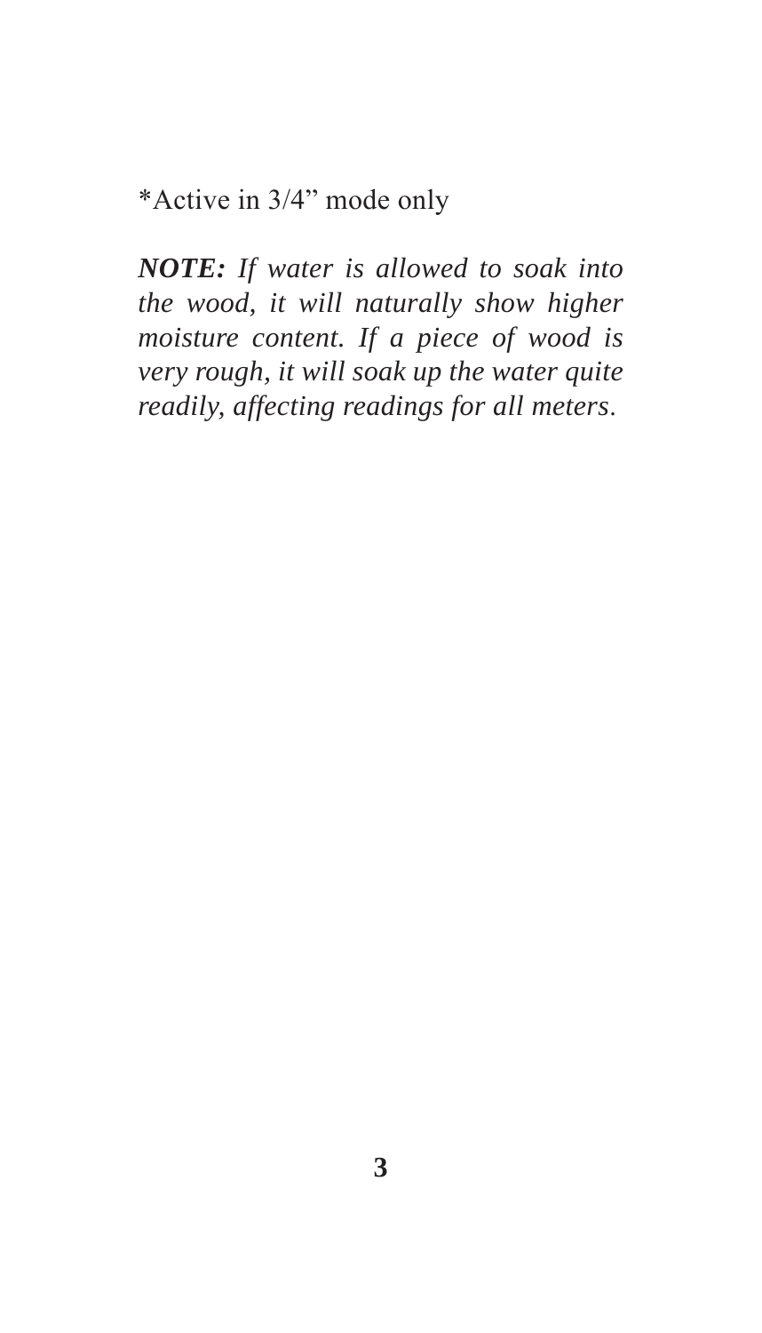*Active in 3/4” mode only

***NOTE:*** *If water is allowed to soak into the wood, it will naturally show higher moisture content. If a piece of wood is very rough, it will soak up the water quite readily, affecting readings for all meters.*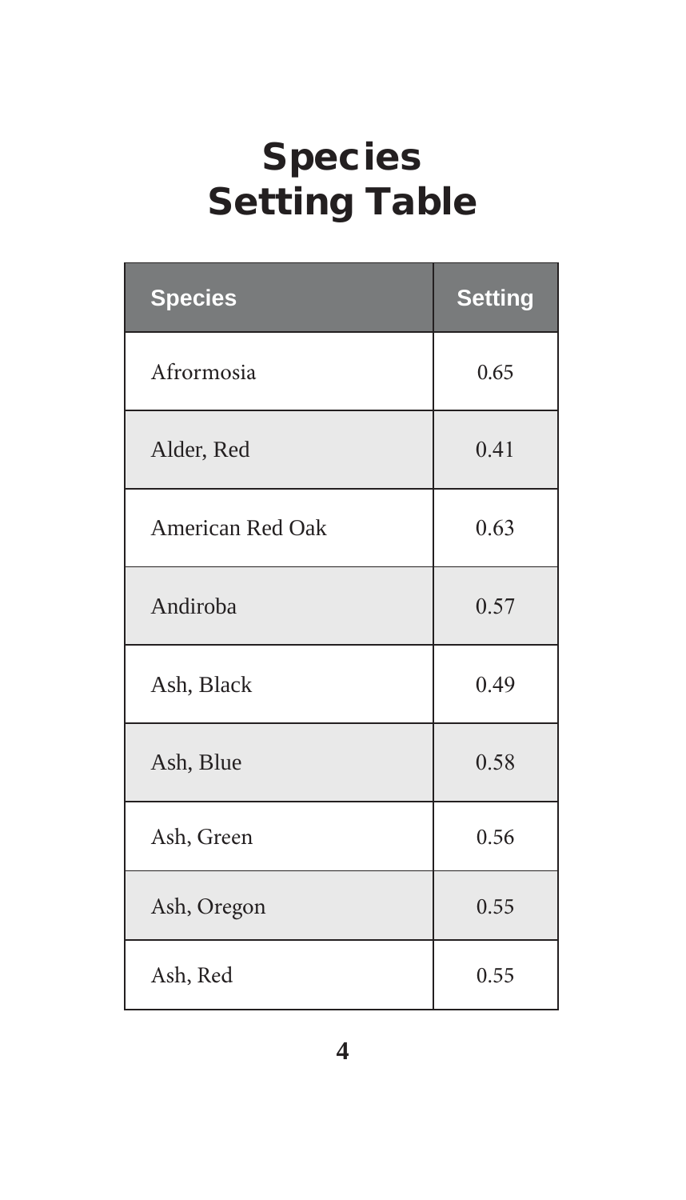# Species Setting Table

| Species | Setting |
| --- | --- |
| Afrormosia | 0.65 |
| Alder, Red | 0.41 |
| American Red Oak | 0.63 |
| Andiroba | 0.57 |
| Ash, Black | 0.49 |
| Ash, Blue | 0.58 |
| Ash, Green | 0.56 |
| Ash, Oregon | 0.55 |
| Ash, Red | 0.55 |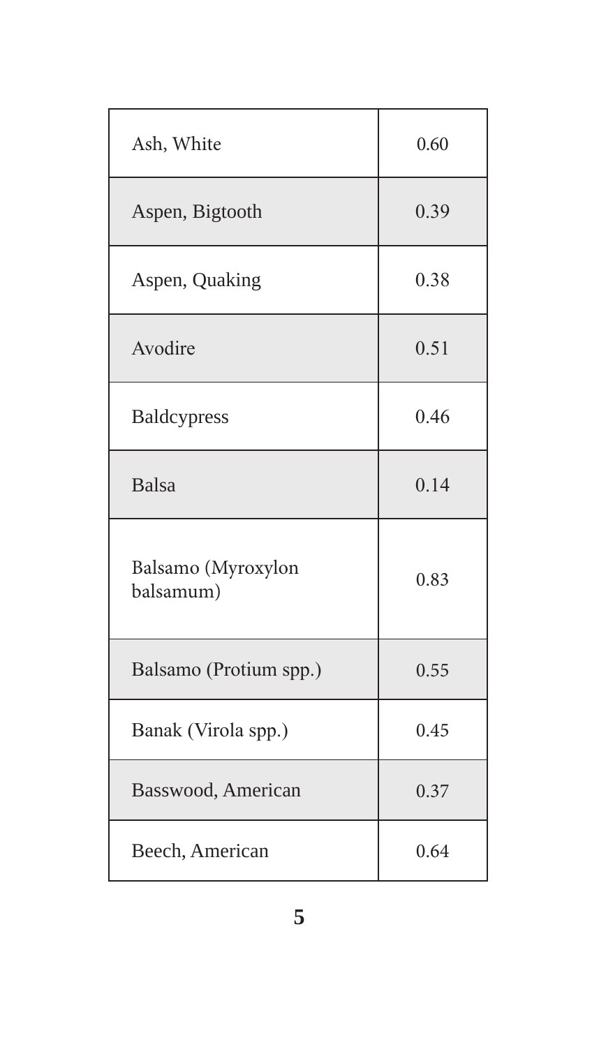| | |
|---|---|
| Ash, White | 0.60 |
| Aspen, Bigtooth | 0.39 |
| Aspen, Quaking | 0.38 |
| Avodire | 0.51 |
| Baldcypress | 0.46 |
| Balsa | 0.14 |
| Balsamo (Myroxylon balsamum) | 0.83 |
| Balsamo (Protium spp.) | 0.55 |
| Banak (Virola spp.) | 0.45 |
| Basswood, American | 0.37 |
| Beech, American | 0.64 |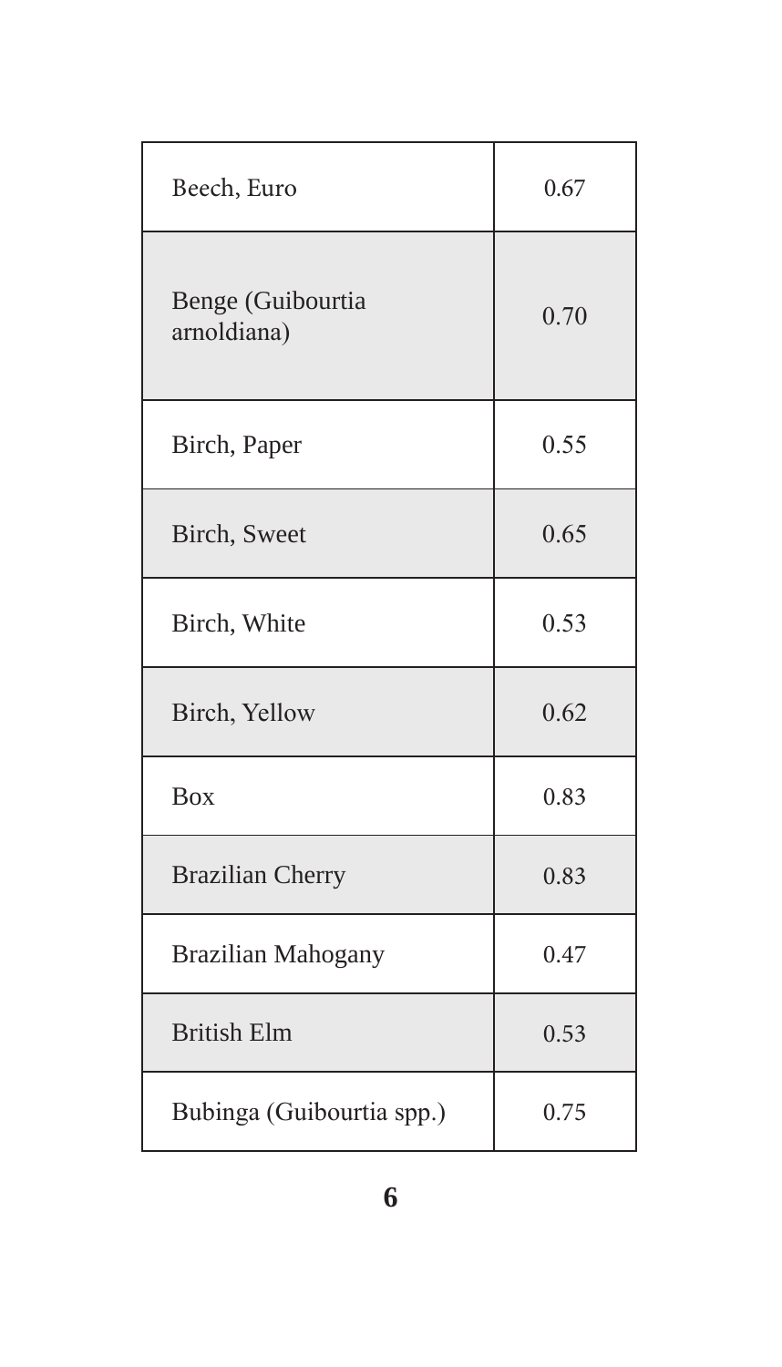| | |
|---|---|
| Beech, Euro | 0.67 |
| Benge (Guibourtia arnoldiana) | 0.70 |
| Birch, Paper | 0.55 |
| Birch, Sweet | 0.65 |
| Birch, White | 0.53 |
| Birch, Yellow | 0.62 |
| Box | 0.83 |
| Brazilian Cherry | 0.83 |
| Brazilian Mahogany | 0.47 |
| British Elm | 0.53 |
| Bubinga (Guibourtia spp.) | 0.75 |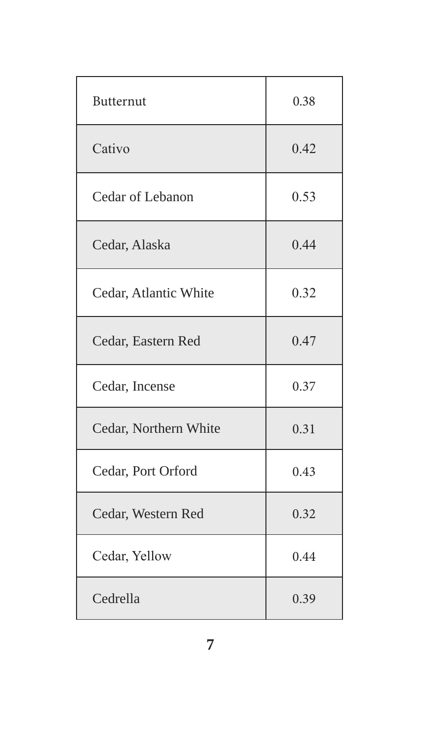| | |
|---|---|
| Butternut | 0.38 |
| Cativo | 0.42 |
| Cedar of Lebanon | 0.53 |
| Cedar, Alaska | 0.44 |
| Cedar, Atlantic White | 0.32 |
| Cedar, Eastern Red | 0.47 |
| Cedar, Incense | 0.37 |
| Cedar, Northern White | 0.31 |
| Cedar, Port Orford | 0.43 |
| Cedar, Western Red | 0.32 |
| Cedar, Yellow | 0.44 |
| Cedrella | 0.39 |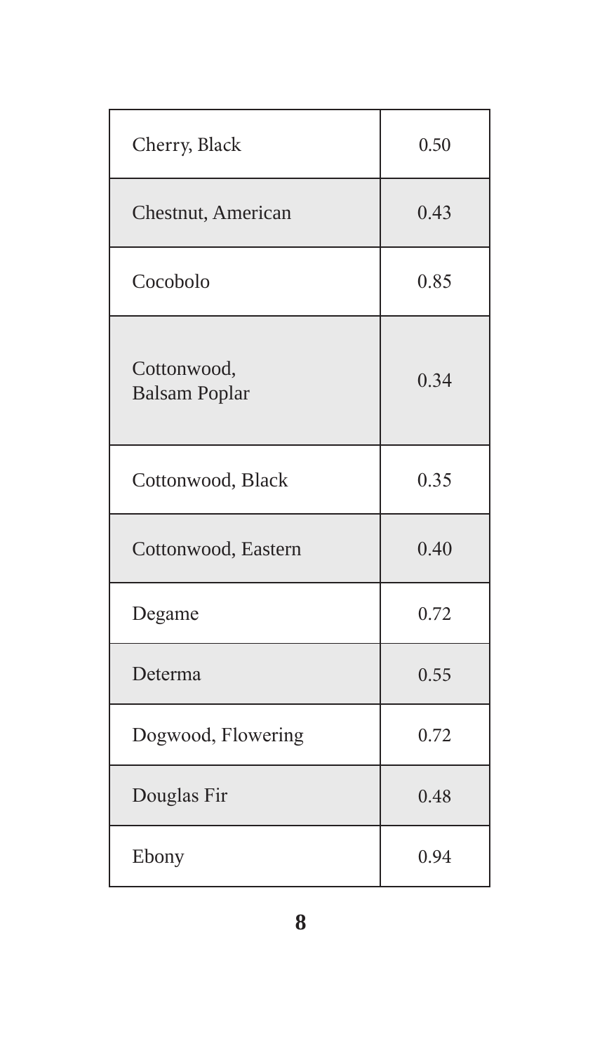| | |
|---|---|
| Cherry, Black | 0.50 |
| Chestnut, American | 0.43 |
| Cocobolo | 0.85 |
| Cottonwood, Balsam Poplar | 0.34 |
| Cottonwood, Black | 0.35 |
| Cottonwood, Eastern | 0.40 |
| Degame | 0.72 |
| Determa | 0.55 |
| Dogwood, Flowering | 0.72 |
| Douglas Fir | 0.48 |
| Ebony | 0.94 |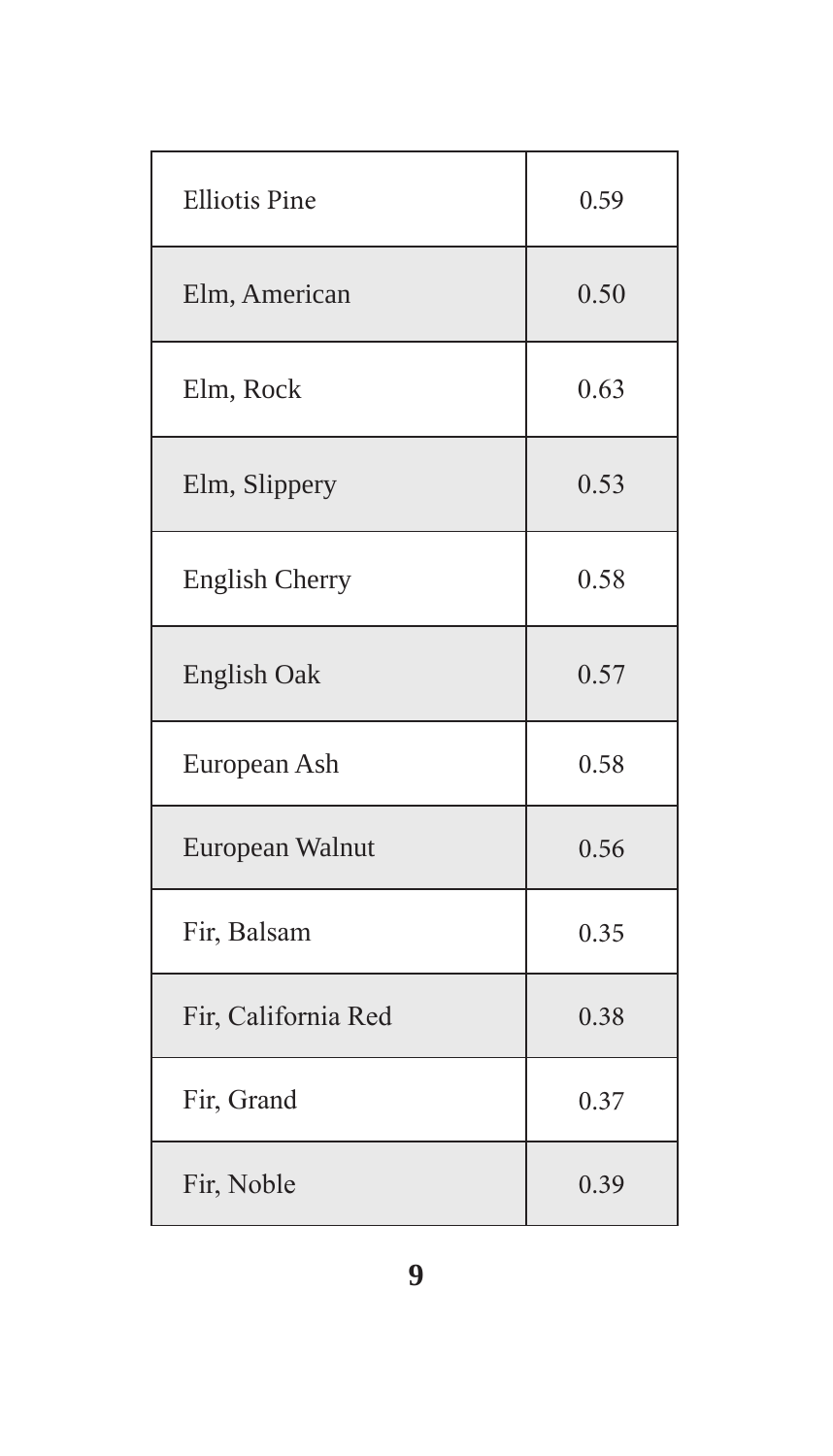| | |
|---|---|
| Elliotis Pine | 0.59 |
| Elm, American | 0.50 |
| Elm, Rock | 0.63 |
| Elm, Slippery | 0.53 |
| English Cherry | 0.58 |
| English Oak | 0.57 |
| European Ash | 0.58 |
| European Walnut | 0.56 |
| Fir, Balsam | 0.35 |
| Fir, California Red | 0.38 |
| Fir, Grand | 0.37 |
| Fir, Noble | 0.39 |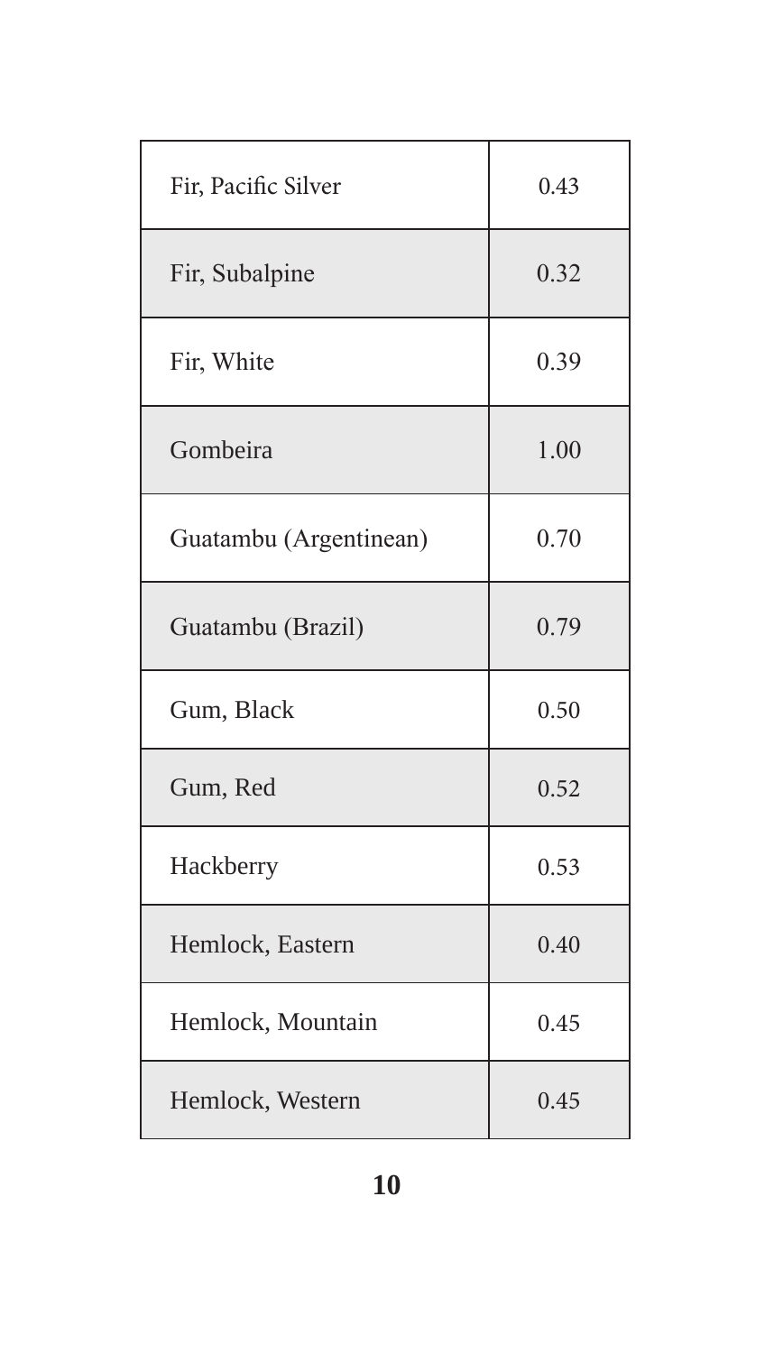| | |
|---|---|
| Fir, Pacific Silver | 0.43 |
| Fir, Subalpine | 0.32 |
| Fir, White | 0.39 |
| Gombeira | 1.00 |
| Guatambu (Argentinean) | 0.70 |
| Guatambu (Brazil) | 0.79 |
| Gum, Black | 0.50 |
| Gum, Red | 0.52 |
| Hackberry | 0.53 |
| Hemlock, Eastern | 0.40 |
| Hemlock, Mountain | 0.45 |
| Hemlock, Western | 0.45 |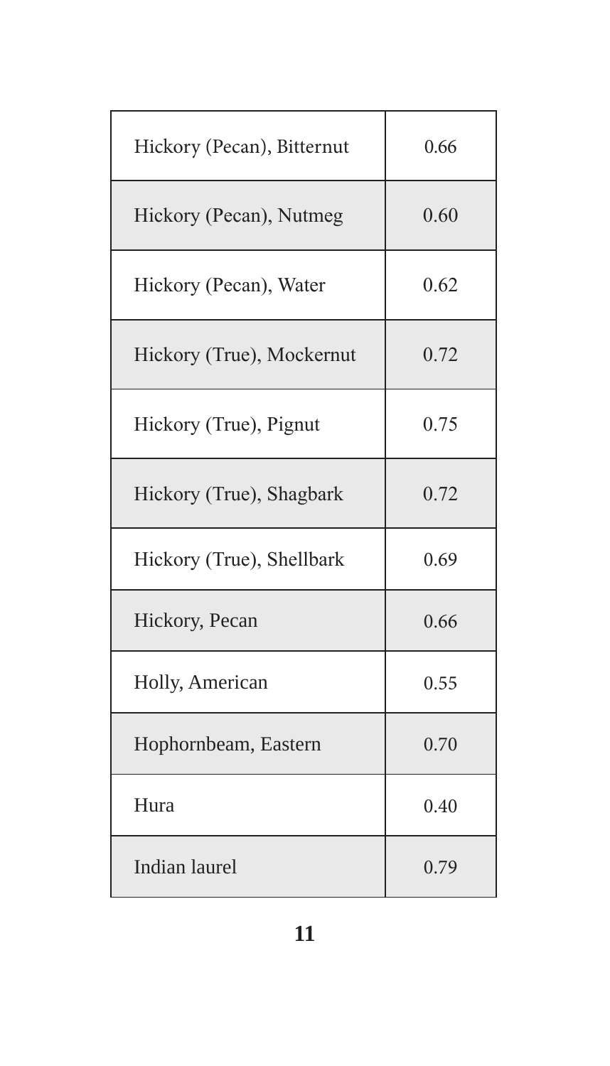| | |
|---|---|
| Hickory (Pecan), Bitternut | 0.66 |
| Hickory (Pecan), Nutmeg | 0.60 |
| Hickory (Pecan), Water | 0.62 |
| Hickory (True), Mockernut | 0.72 |
| Hickory (True), Pignut | 0.75 |
| Hickory (True), Shagbark | 0.72 |
| Hickory (True), Shellbark | 0.69 |
| Hickory, Pecan | 0.66 |
| Holly, American | 0.55 |
| Hophornbeam, Eastern | 0.70 |
| Hura | 0.40 |
| Indian laurel | 0.79 |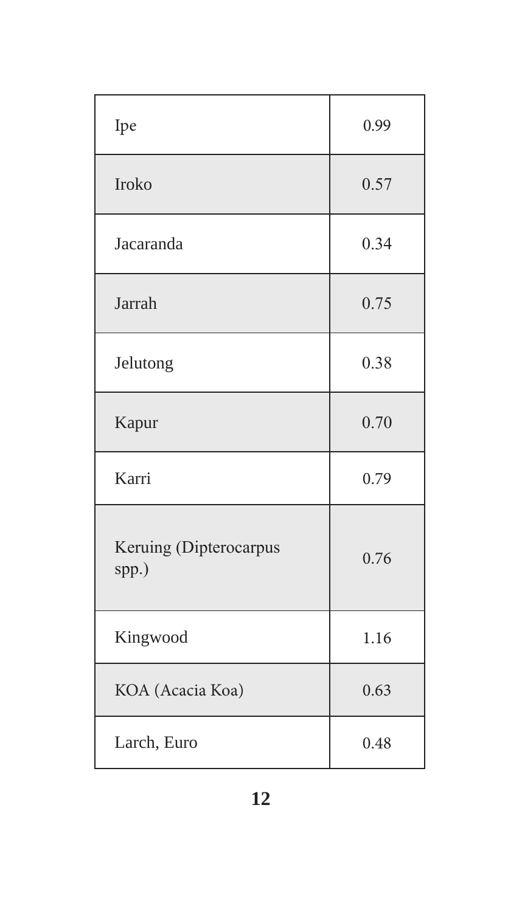| | |
|---|---|
| Ipe | 0.99 |
| Iroko | 0.57 |
| Jacaranda | 0.34 |
| Jarrah | 0.75 |
| Jelutong | 0.38 |
| Kapur | 0.70 |
| Karri | 0.79 |
| Keruing (Dipterocarpus spp.) | 0.76 |
| Kingwood | 1.16 |
| KOA (Acacia Koa) | 0.63 |
| Larch, Euro | 0.48 |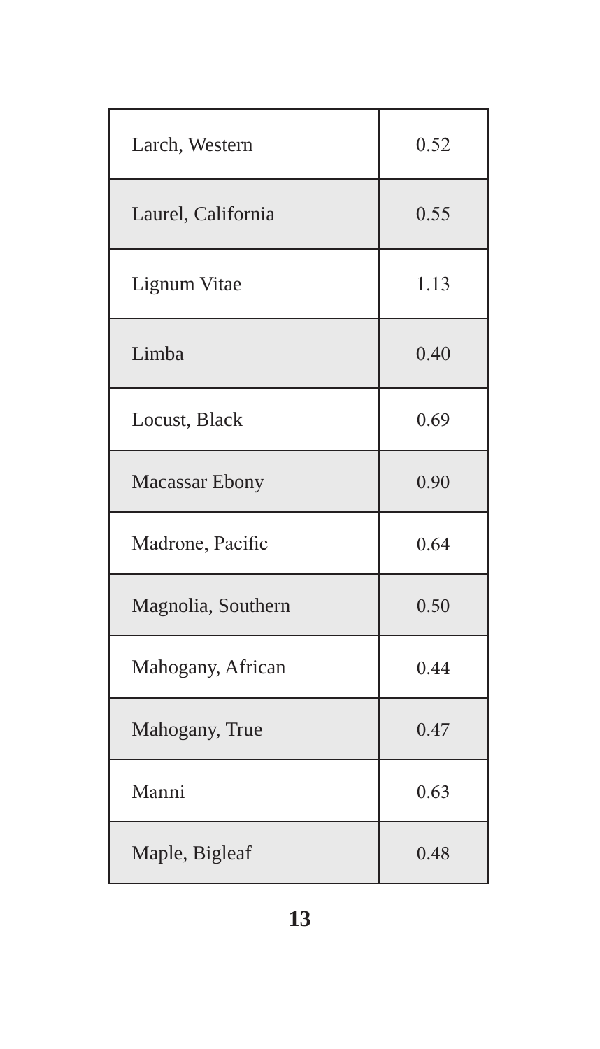| | |
|---|---|
| Larch, Western | 0.52 |
| Laurel, California | 0.55 |
| Lignum Vitae | 1.13 |
| Limba | 0.40 |
| Locust, Black | 0.69 |
| Macassar Ebony | 0.90 |
| Madrone, Pacific | 0.64 |
| Magnolia, Southern | 0.50 |
| Mahogany, African | 0.44 |
| Mahogany, True | 0.47 |
| Manni | 0.63 |
| Maple, Bigleaf | 0.48 |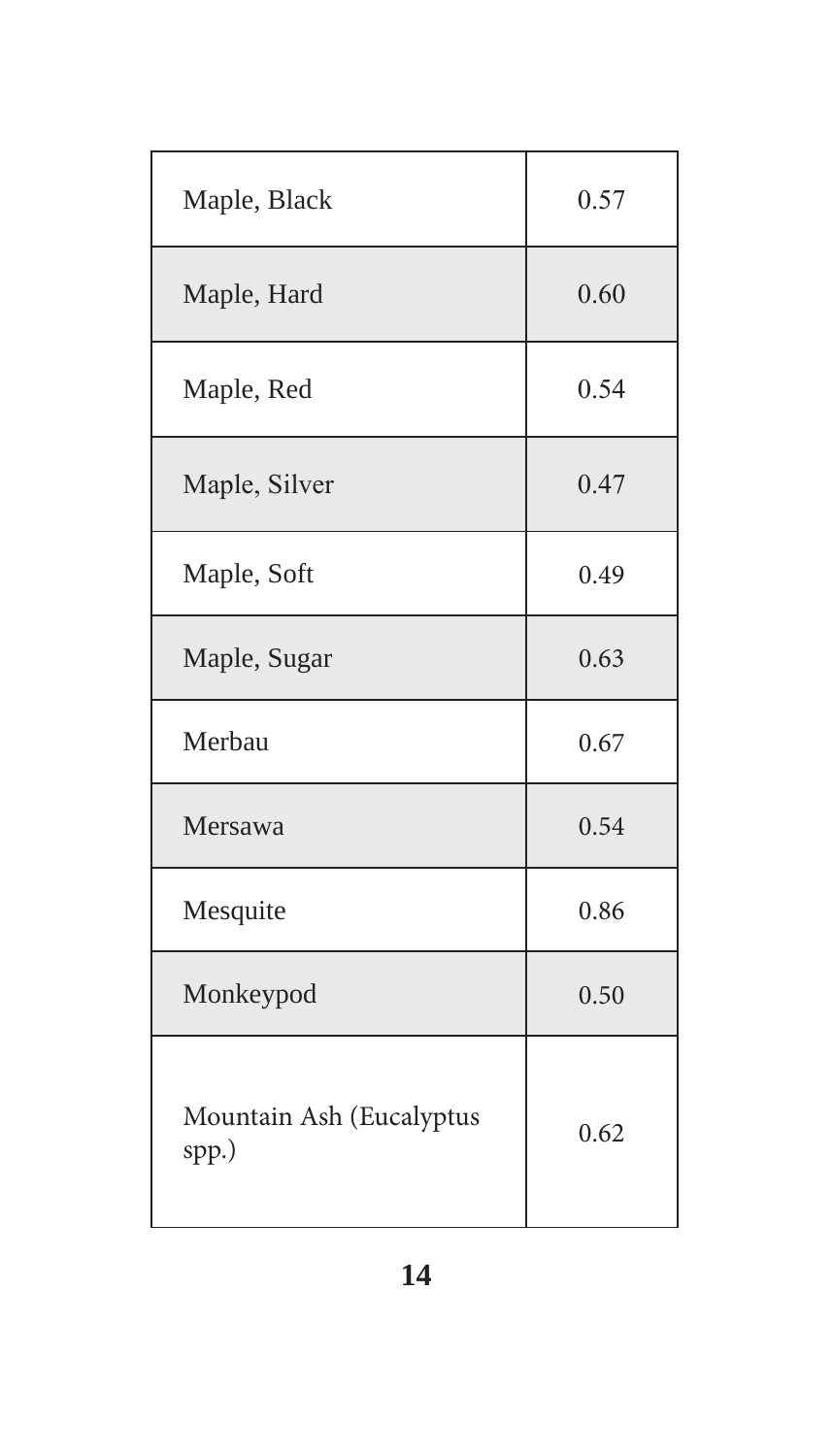| | |
|---|---|
| Maple, Black | 0.57 |
| Maple, Hard | 0.60 |
| Maple, Red | 0.54 |
| Maple, Silver | 0.47 |
| Maple, Soft | 0.49 |
| Maple, Sugar | 0.63 |
| Merbau | 0.67 |
| Mersawa | 0.54 |
| Mesquite | 0.86 |
| Monkeypod | 0.50 |
| Mountain Ash (Eucalyptus spp.) | 0.62 |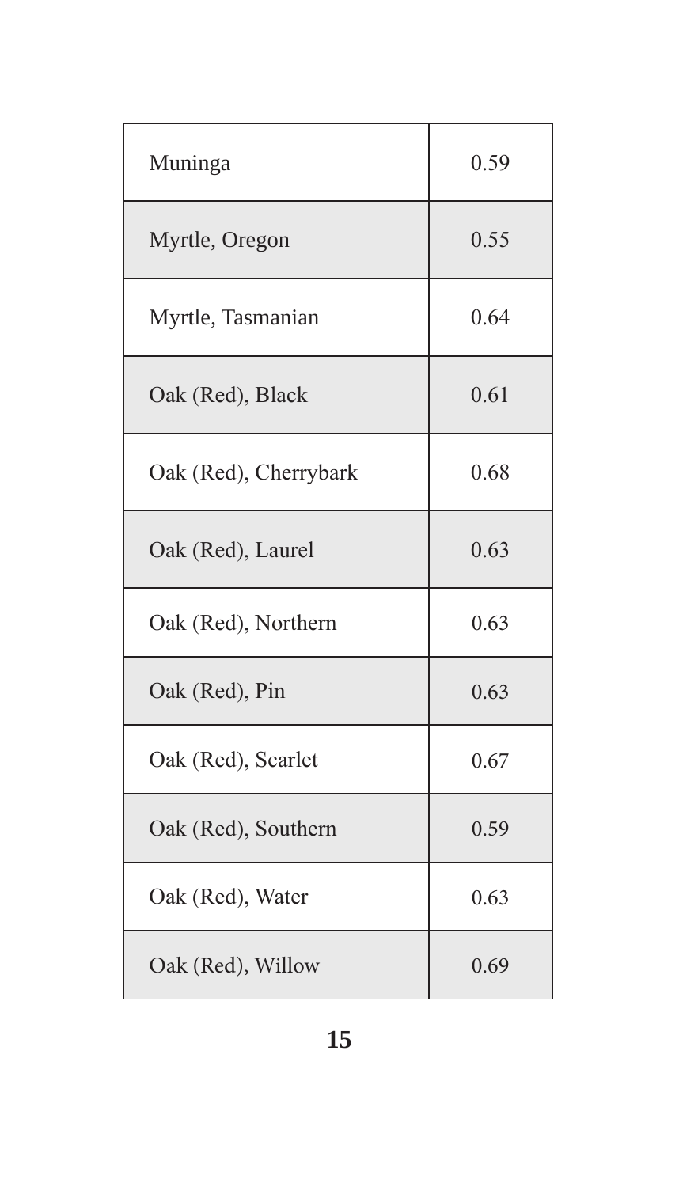| | |
|---|---|
| Muninga | 0.59 |
| Myrtle, Oregon | 0.55 |
| Myrtle, Tasmanian | 0.64 |
| Oak (Red), Black | 0.61 |
| Oak (Red), Cherrybark | 0.68 |
| Oak (Red), Laurel | 0.63 |
| Oak (Red), Northern | 0.63 |
| Oak (Red), Pin | 0.63 |
| Oak (Red), Scarlet | 0.67 |
| Oak (Red), Southern | 0.59 |
| Oak (Red), Water | 0.63 |
| Oak (Red), Willow | 0.69 |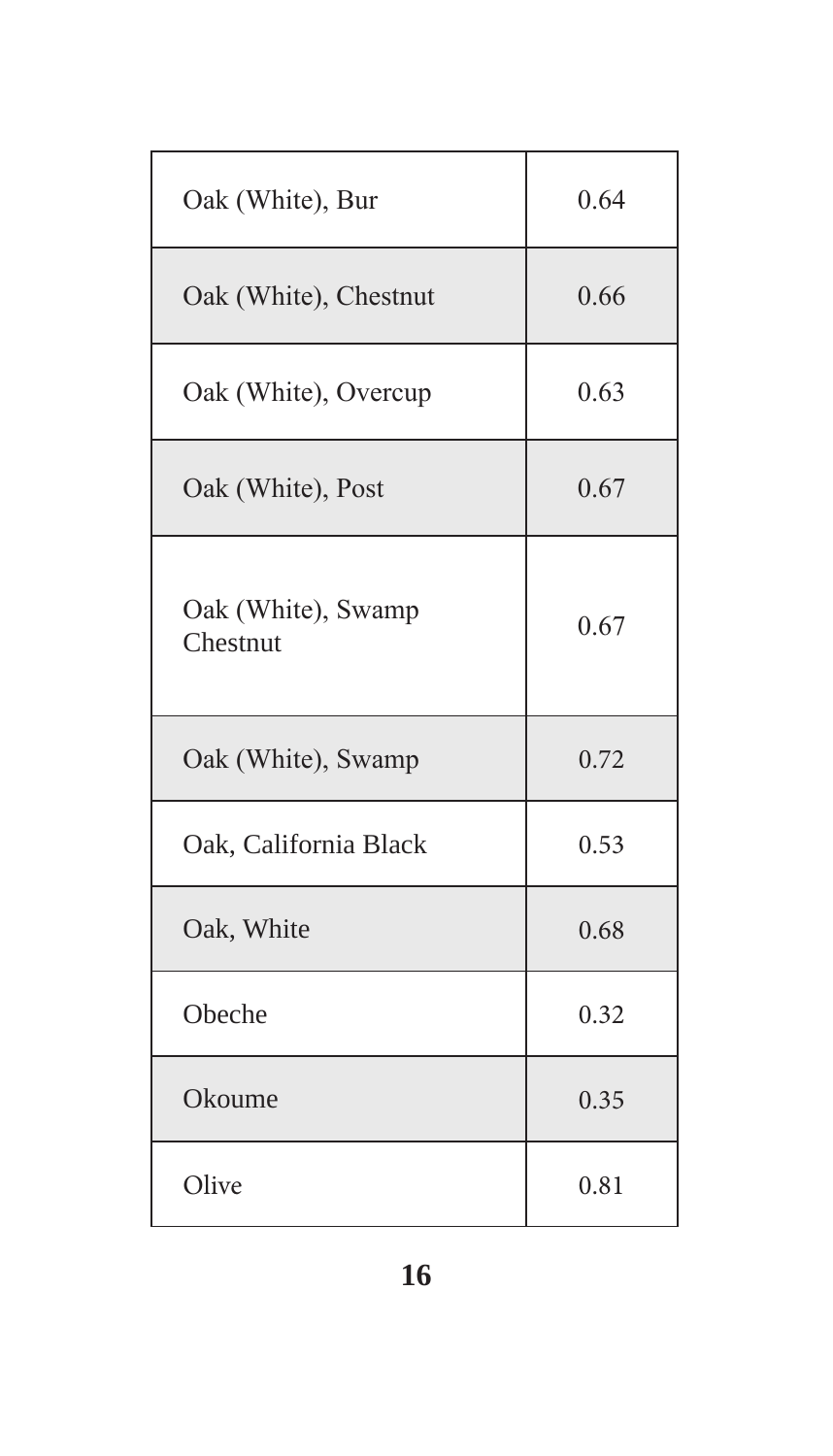| | |
|---|---|
| Oak (White), Bur | 0.64 |
| Oak (White), Chestnut | 0.66 |
| Oak (White), Overcup | 0.63 |
| Oak (White), Post | 0.67 |
| Oak (White), Swamp Chestnut | 0.67 |
| Oak (White), Swamp | 0.72 |
| Oak, California Black | 0.53 |
| Oak, White | 0.68 |
| Obeche | 0.32 |
| Okoume | 0.35 |
| Olive | 0.81 |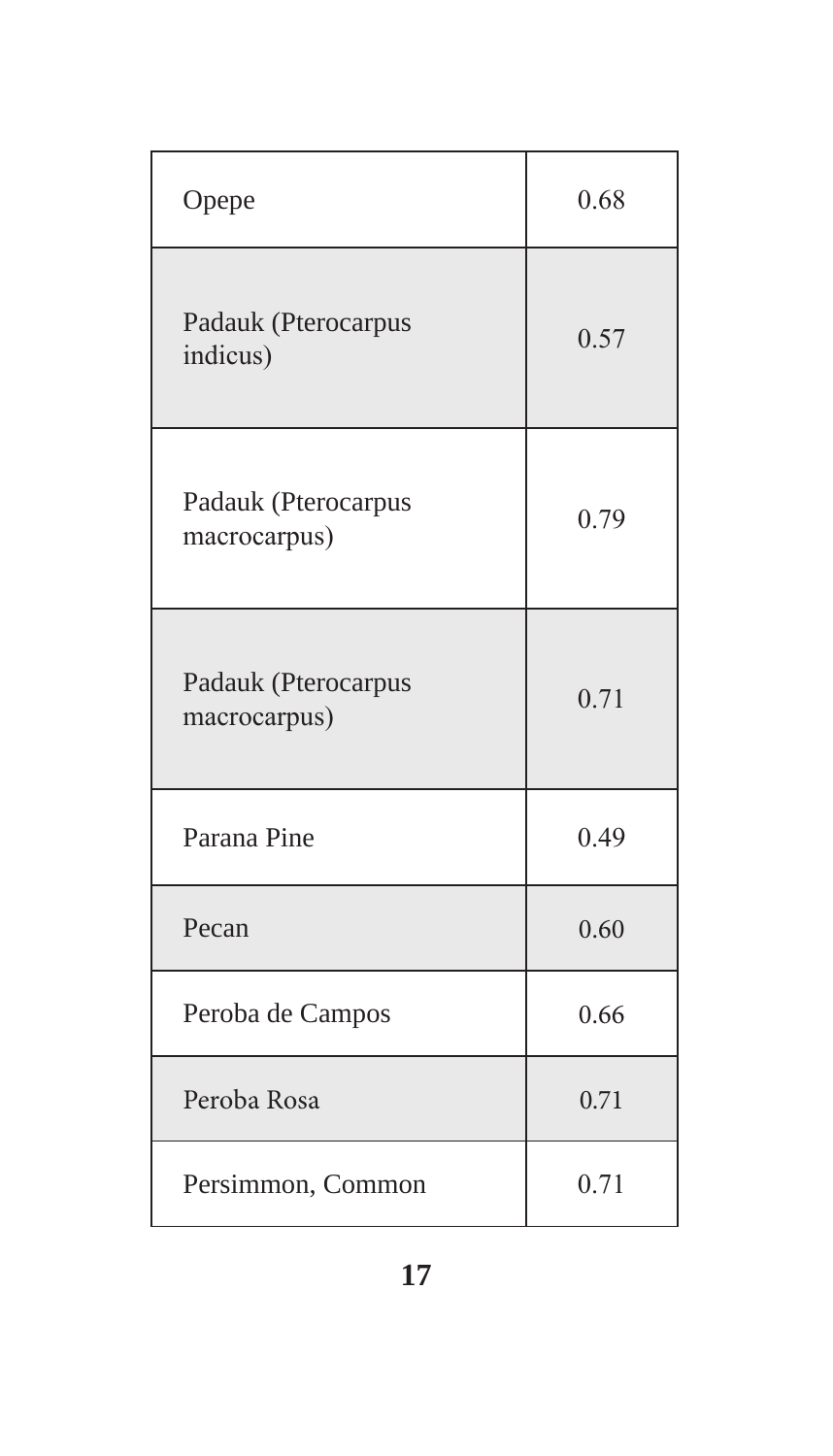| | |
|---|---|
| Opepe | 0.68 |
| Padauk (Pterocarpus indicus) | 0.57 |
| Padauk (Pterocarpus macrocarpus) | 0.79 |
| Padauk (Pterocarpus macrocarpus) | 0.71 |
| Parana Pine | 0.49 |
| Pecan | 0.60 |
| Peroba de Campos | 0.66 |
| Peroba Rosa | 0.71 |
| Persimmon, Common | 0.71 |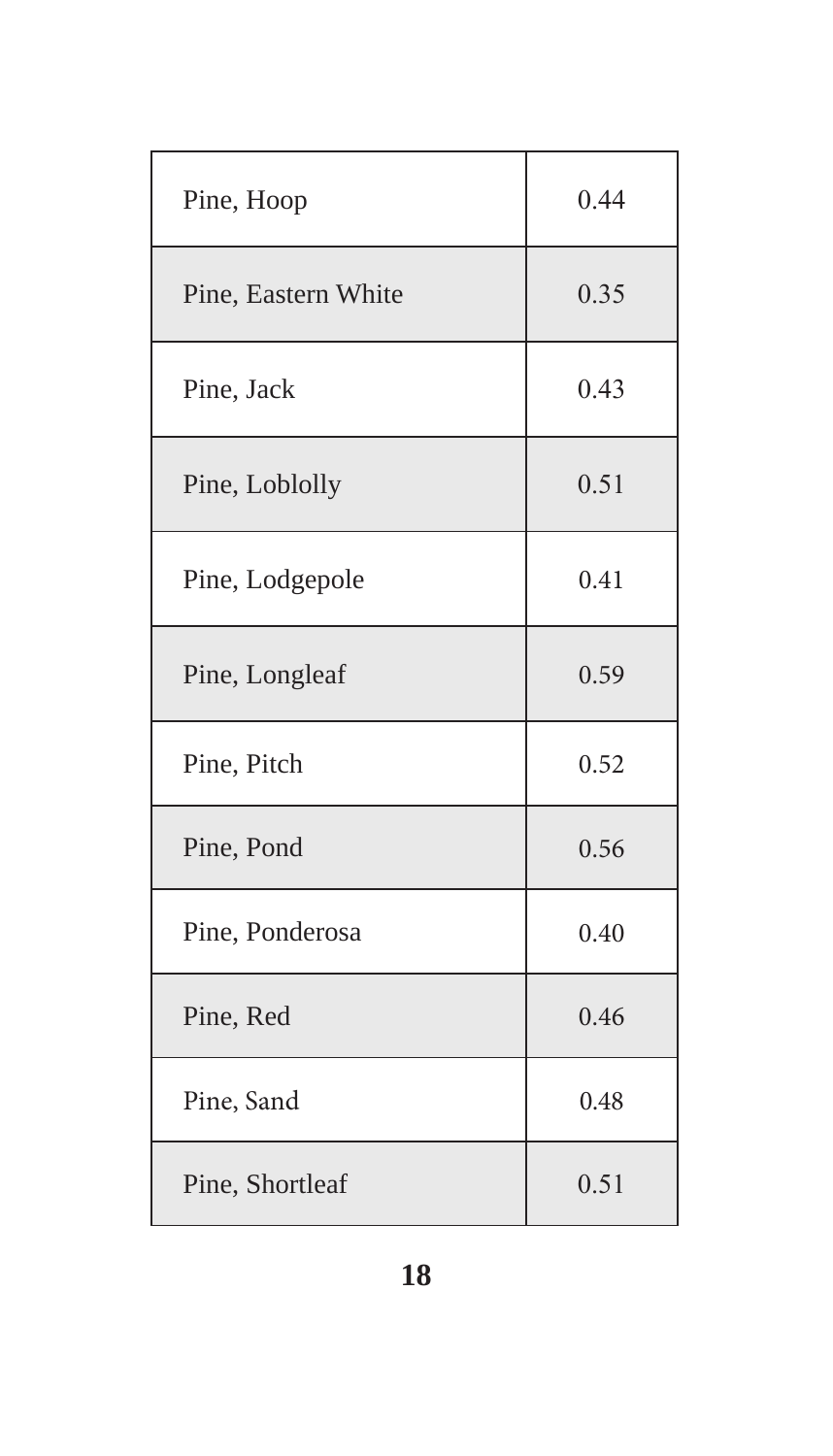| | |
|---|---|
| Pine, Hoop | 0.44 |
| Pine, Eastern White | 0.35 |
| Pine, Jack | 0.43 |
| Pine, Loblolly | 0.51 |
| Pine, Lodgepole | 0.41 |
| Pine, Longleaf | 0.59 |
| Pine, Pitch | 0.52 |
| Pine, Pond | 0.56 |
| Pine, Ponderosa | 0.40 |
| Pine, Red | 0.46 |
| Pine, Sand | 0.48 |
| Pine, Shortleaf | 0.51 |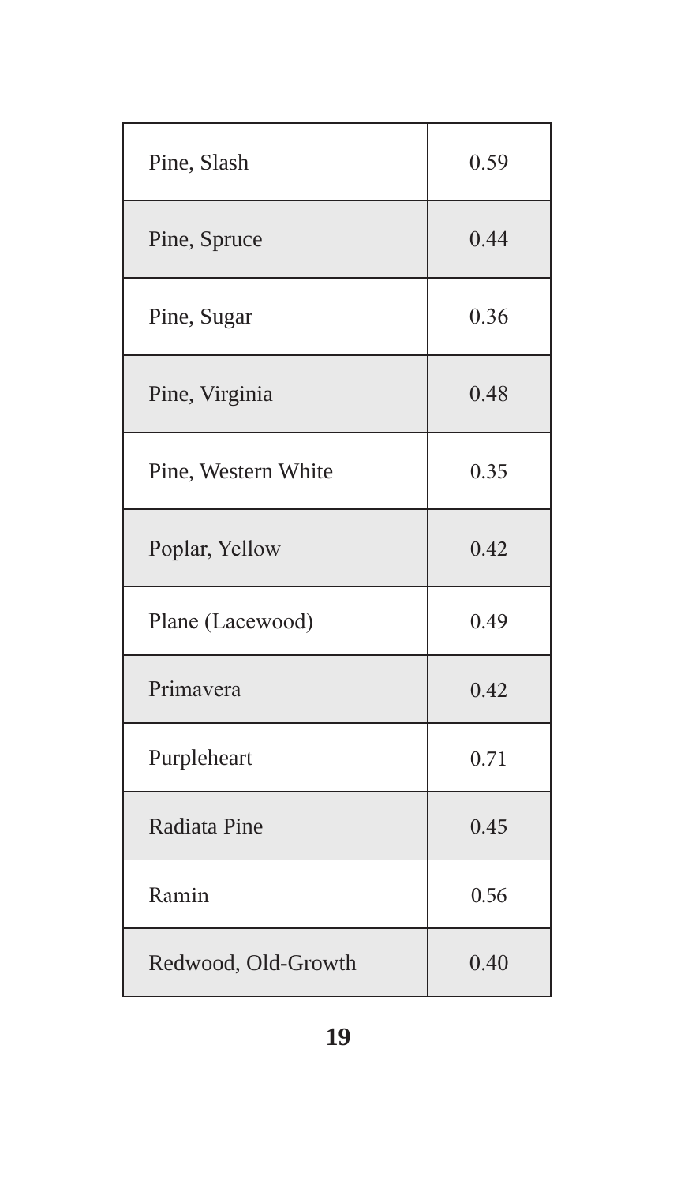| | |
|---|---|
| Pine, Slash | 0.59 |
| Pine, Spruce | 0.44 |
| Pine, Sugar | 0.36 |
| Pine, Virginia | 0.48 |
| Pine, Western White | 0.35 |
| Poplar, Yellow | 0.42 |
| Plane (Lacewood) | 0.49 |
| Primavera | 0.42 |
| Purpleheart | 0.71 |
| Radiata Pine | 0.45 |
| Ramin | 0.56 |
| Redwood, Old-Growth | 0.40 |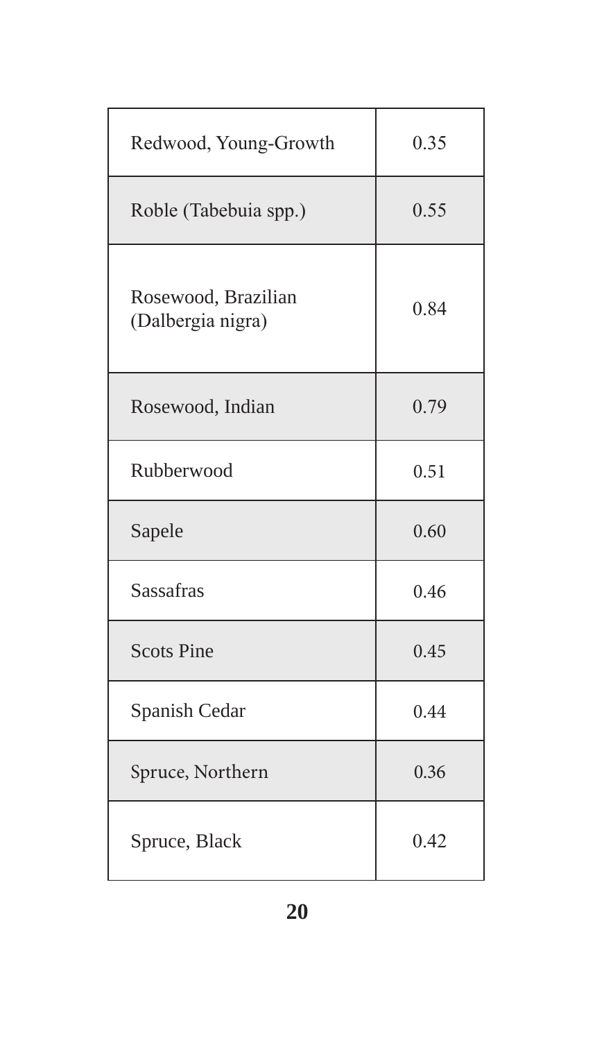| | |
|---|---|
| Redwood, Young-Growth | 0.35 |
| Roble (Tabebuia spp.) | 0.55 |
| Rosewood, Brazilian (Dalbergia nigra) | 0.84 |
| Rosewood, Indian | 0.79 |
| Rubberwood | 0.51 |
| Sapele | 0.60 |
| Sassafras | 0.46 |
| Scots Pine | 0.45 |
| Spanish Cedar | 0.44 |
| Spruce, Northern | 0.36 |
| Spruce, Black | 0.42 |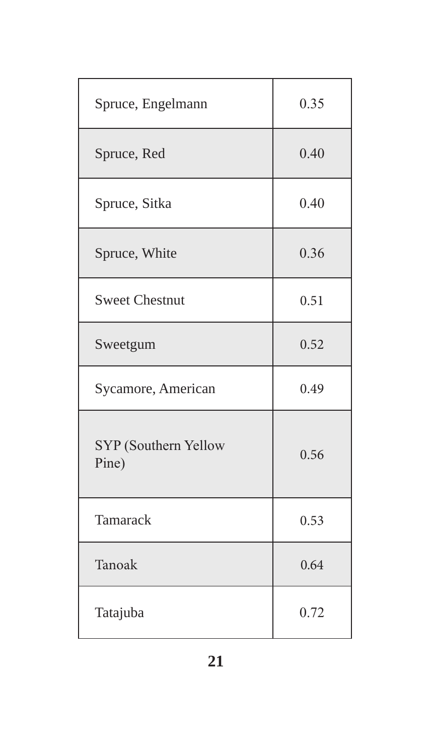| Spruce, Engelmann | 0.35 |
| --- | --- |
| Spruce, Red | 0.40 |
| Spruce, Sitka | 0.40 |
| Spruce, White | 0.36 |
| Sweet Chestnut | 0.51 |
| Sweetgum | 0.52 |
| Sycamore, American | 0.49 |
| SYP (Southern Yellow Pine) | 0.56 |
| Tamarack | 0.53 |
| Tanoak | 0.64 |
| Tatajuba | 0.72 |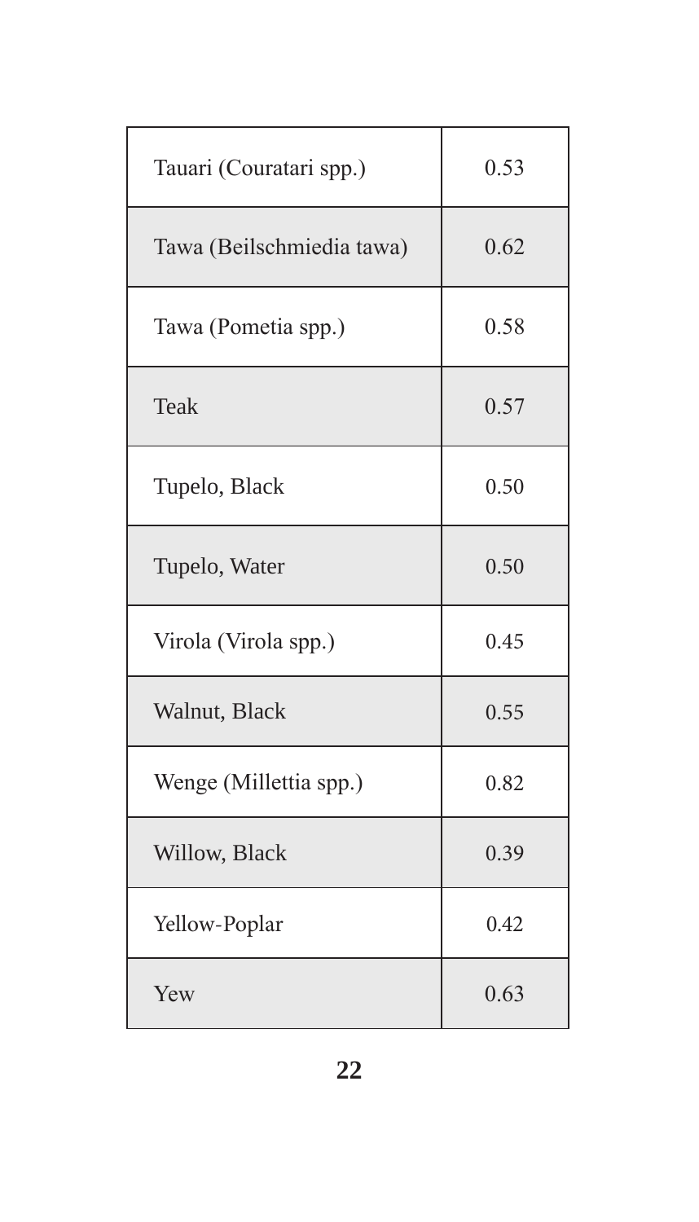| | |
|---|---|
| Tauari (Couratari spp.) | 0.53 |
| Tawa (Beilschmiedia tawa) | 0.62 |
| Tawa (Pometia spp.) | 0.58 |
| Teak | 0.57 |
| Tupelo, Black | 0.50 |
| Tupelo, Water | 0.50 |
| Virola (Virola spp.) | 0.45 |
| Walnut, Black | 0.55 |
| Wenge (Millettia spp.) | 0.82 |
| Willow, Black | 0.39 |
| Yellow-Poplar | 0.42 |
| Yew | 0.63 |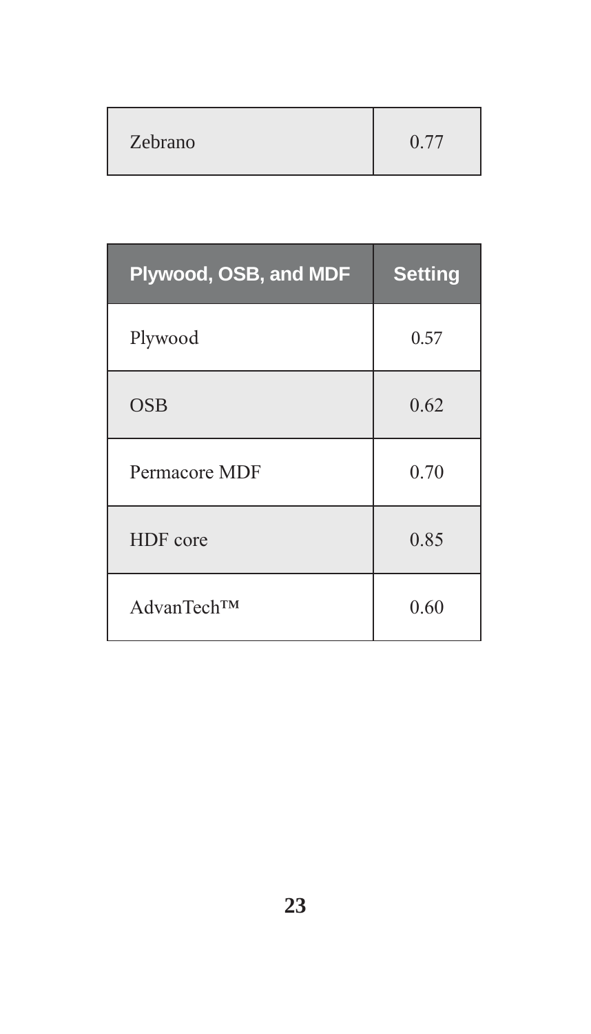| | |
|---|---|
| Zebrano | 0.77 |

| Plywood, OSB, and MDF | Setting |
|---|---|
| Plywood | 0.57 |
| OSB | 0.62 |
| Permacore MDF | 0.70 |
| HDF core | 0.85 |
| AdvanTech™ | 0.60 |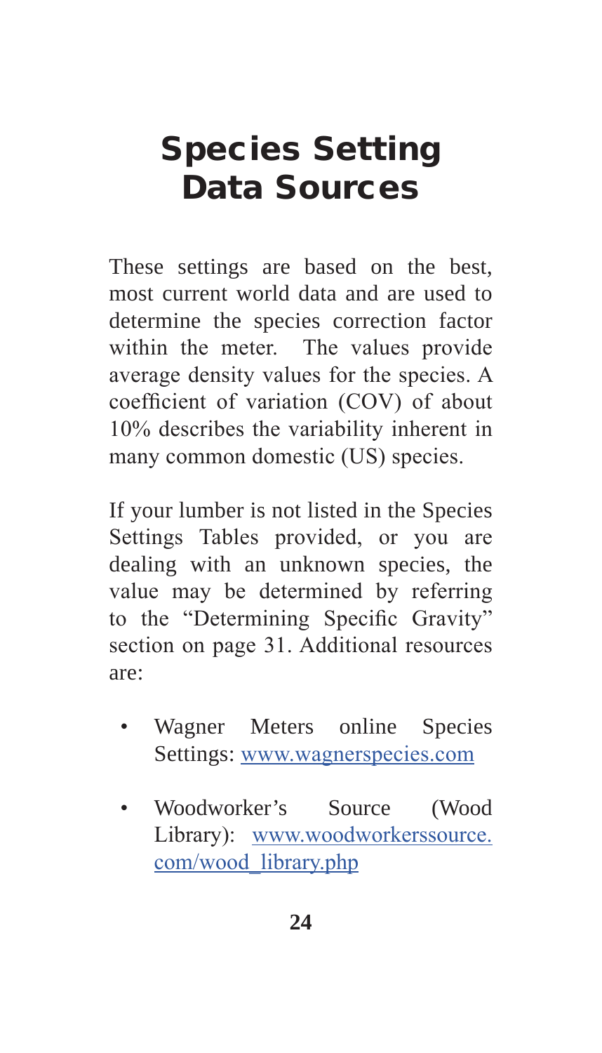# Species Setting Data Sources

These settings are based on the best, most current world data and are used to determine the species correction factor within the meter. The values provide average density values for the species. A coefficient of variation (COV) of about 10% describes the variability inherent in many common domestic (US) species.

If your lumber is not listed in the Species Settings Tables provided, or you are dealing with an unknown species, the value may be determined by referring to the "Determining Specific Gravity" section on page 31. Additional resources are:

- Wagner Meters online Species Settings: www.wagnerspecies.com
- Woodworker's Source (Wood Library): www.woodworkerssource.com/wood_library.php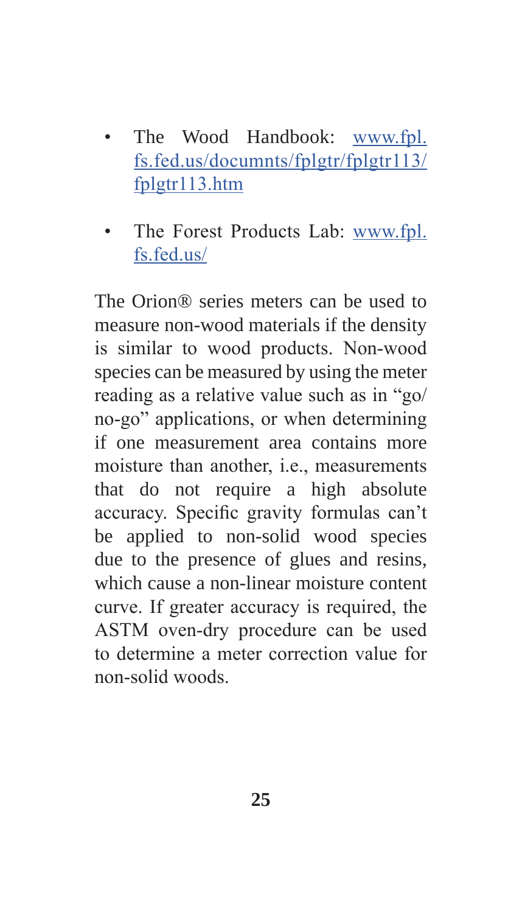- The Wood Handbook: www.fpl.fs.fed.us/documnts/fplgtr/fplgtr113/fplgtr113.htm

- The Forest Products Lab: www.fpl.fs.fed.us/

The Orion® series meters can be used to measure non-wood materials if the density is similar to wood products. Non-wood species can be measured by using the meter reading as a relative value such as in "go/no-go" applications, or when determining if one measurement area contains more moisture than another, i.e., measurements that do not require a high absolute accuracy. Specific gravity formulas can't be applied to non-solid wood species due to the presence of glues and resins, which cause a non-linear moisture content curve. If greater accuracy is required, the ASTM oven-dry procedure can be used to determine a meter correction value for non-solid woods.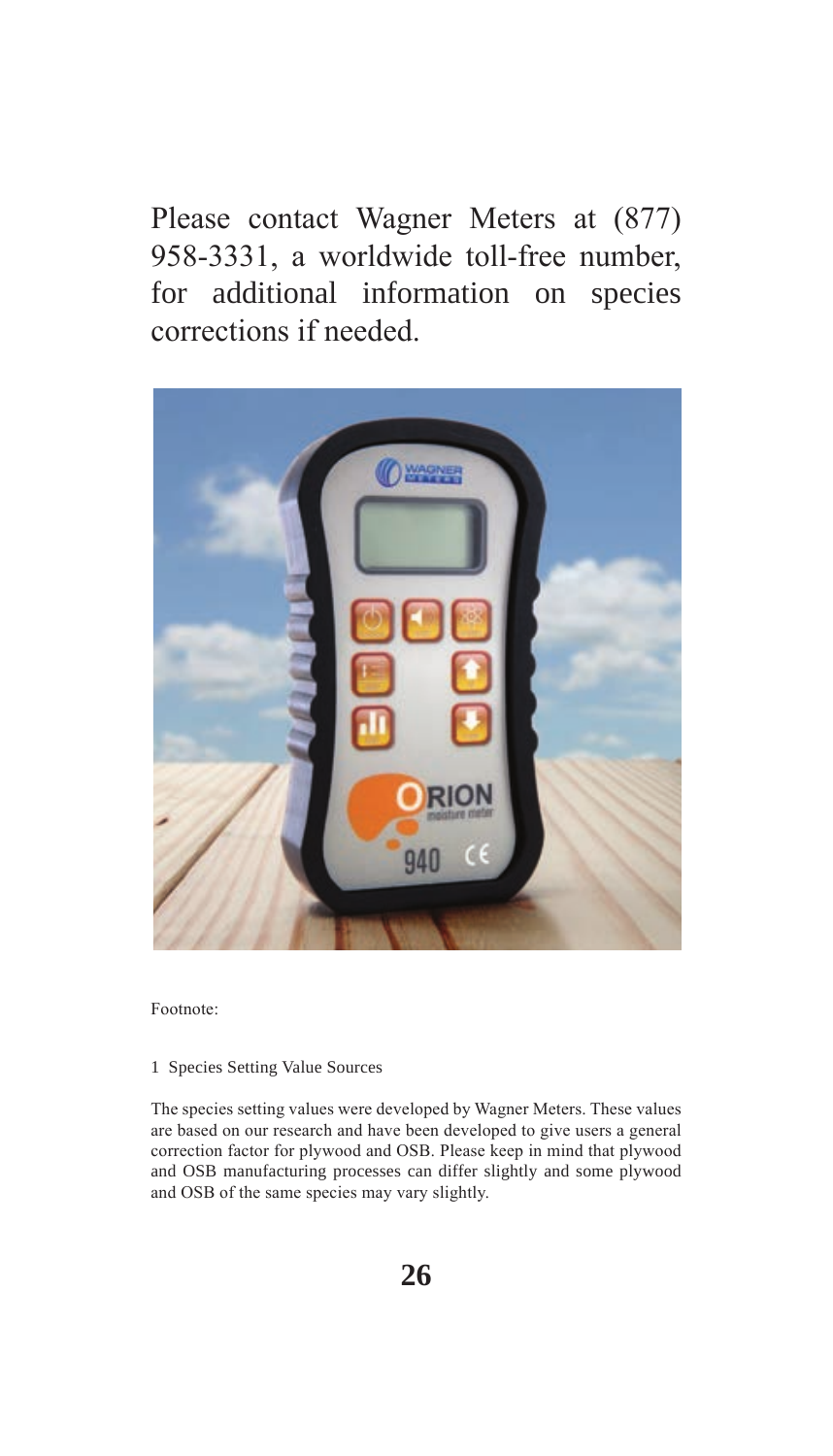Please contact Wagner Meters at (877) 958-3331, a worldwide toll-free number, for additional information on species corrections if needed.

Footnote:

1 Species Setting Value Sources

The species setting values were developed by Wagner Meters. These values are based on our research and have been developed to give users a general correction factor for plywood and OSB. Please keep in mind that plywood and OSB manufacturing processes can differ slightly and some plywood and OSB of the same species may vary slightly.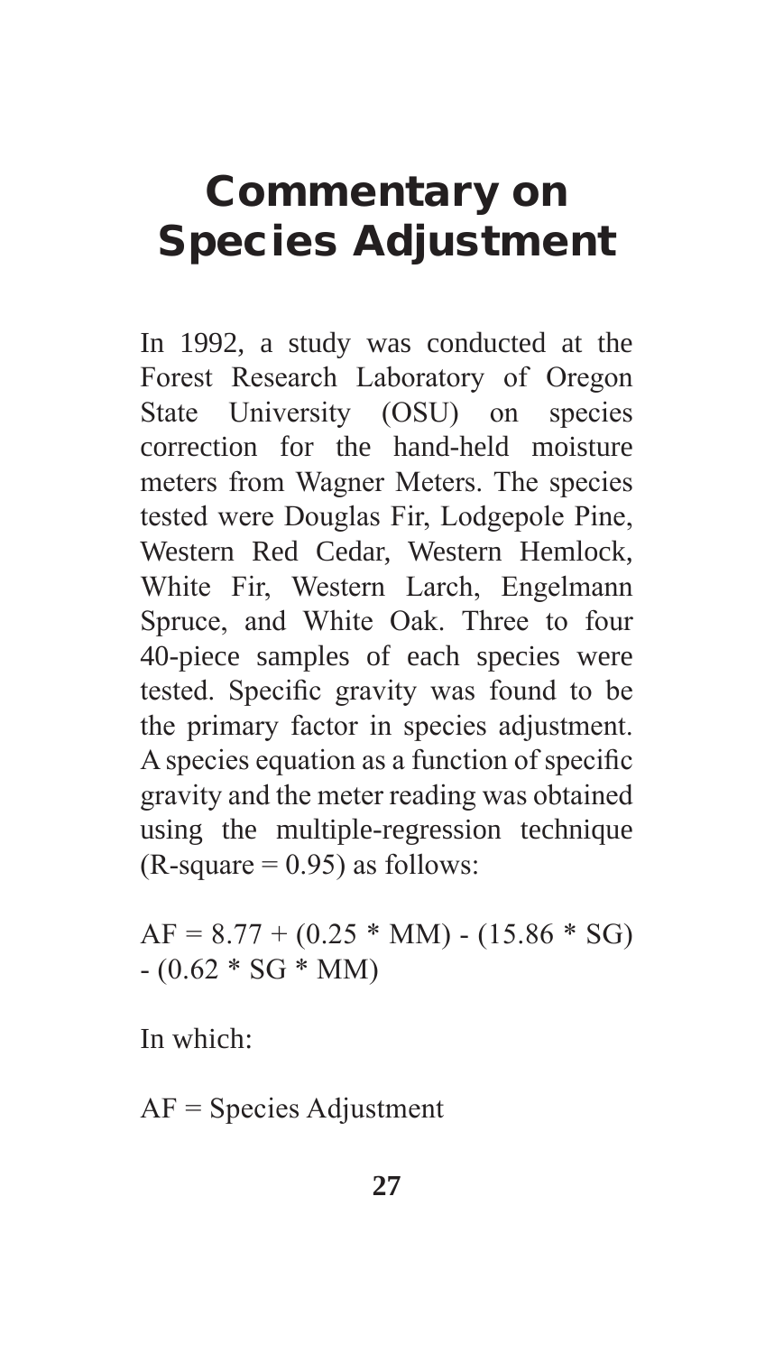# Commentary on Species Adjustment

In 1992, a study was conducted at the Forest Research Laboratory of Oregon State University (OSU) on species correction for the hand-held moisture meters from Wagner Meters. The species tested were Douglas Fir, Lodgepole Pine, Western Red Cedar, Western Hemlock, White Fir, Western Larch, Engelmann Spruce, and White Oak. Three to four 40-piece samples of each species were tested. Specific gravity was found to be the primary factor in species adjustment. A species equation as a function of specific gravity and the meter reading was obtained using the multiple-regression technique (R-square = 0.95) as follows:

$$AF = 8.77 + (0.25 * MM) - (15.86 * SG) - (0.62 * SG * MM)$$

In which:

AF = Species Adjustment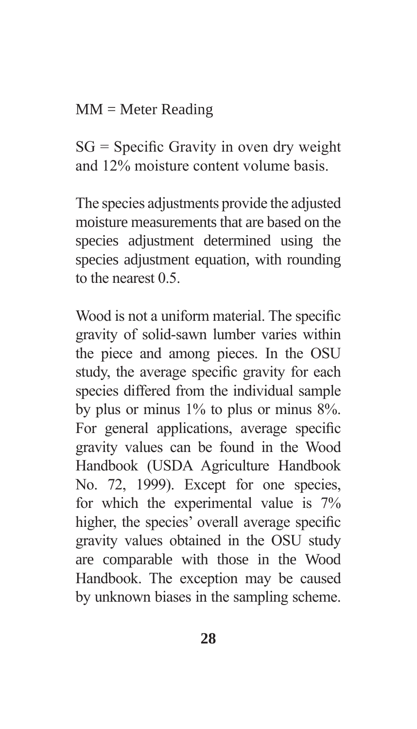MM = Meter Reading

SG = Specific Gravity in oven dry weight and 12% moisture content volume basis.

The species adjustments provide the adjusted moisture measurements that are based on the species adjustment determined using the species adjustment equation, with rounding to the nearest 0.5.

Wood is not a uniform material. The specific gravity of solid-sawn lumber varies within the piece and among pieces. In the OSU study, the average specific gravity for each species differed from the individual sample by plus or minus 1% to plus or minus 8%. For general applications, average specific gravity values can be found in the Wood Handbook (USDA Agriculture Handbook No. 72, 1999). Except for one species, for which the experimental value is 7% higher, the species' overall average specific gravity values obtained in the OSU study are comparable with those in the Wood Handbook. The exception may be caused by unknown biases in the sampling scheme.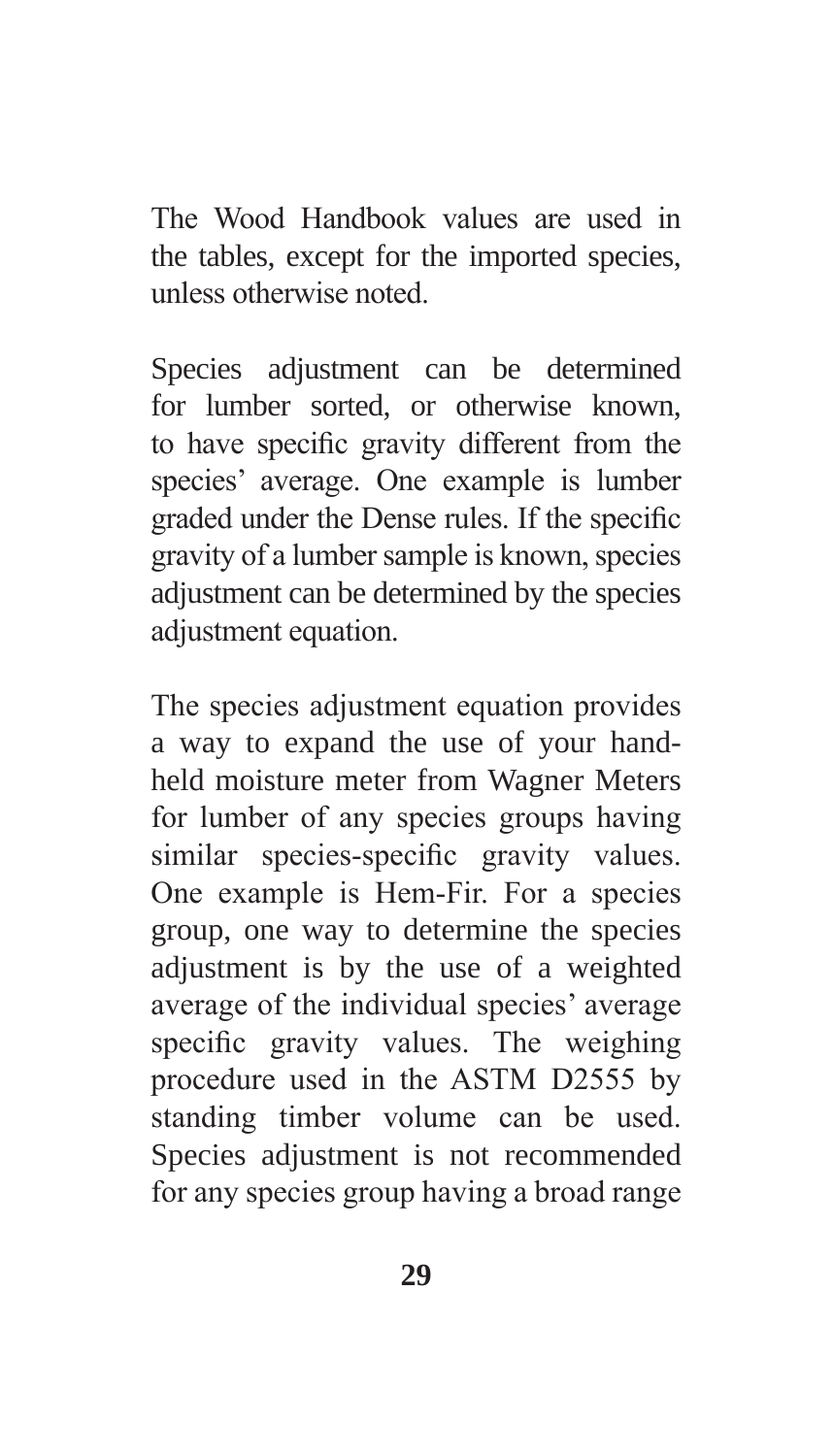The Wood Handbook values are used in the tables, except for the imported species, unless otherwise noted.

Species adjustment can be determined for lumber sorted, or otherwise known, to have specific gravity different from the species' average. One example is lumber graded under the Dense rules. If the specific gravity of a lumber sample is known, species adjustment can be determined by the species adjustment equation.

The species adjustment equation provides a way to expand the use of your hand-held moisture meter from Wagner Meters for lumber of any species groups having similar species-specific gravity values. One example is Hem-Fir. For a species group, one way to determine the species adjustment is by the use of a weighted average of the individual species' average specific gravity values. The weighing procedure used in the ASTM D2555 by standing timber volume can be used. Species adjustment is not recommended for any species group having a broad range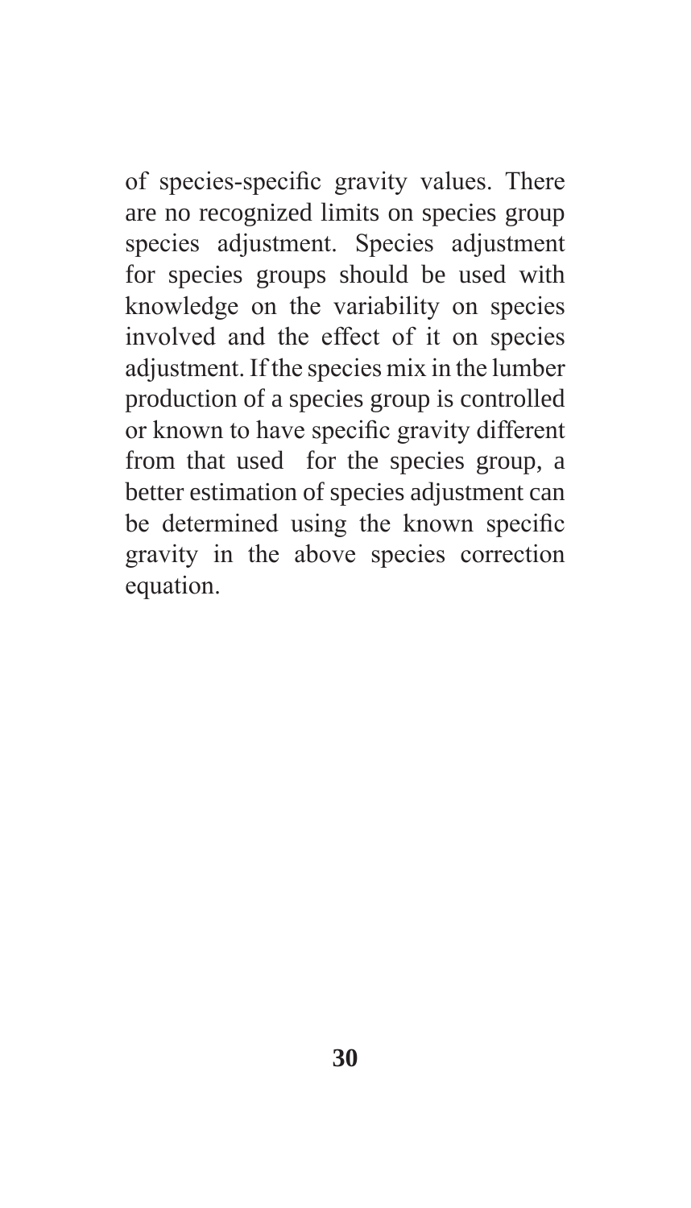of species-specific gravity values. There are no recognized limits on species group species adjustment. Species adjustment for species groups should be used with knowledge on the variability on species involved and the effect of it on species adjustment. If the species mix in the lumber production of a species group is controlled or known to have specific gravity different from that used for the species group, a better estimation of species adjustment can be determined using the known specific gravity in the above species correction equation.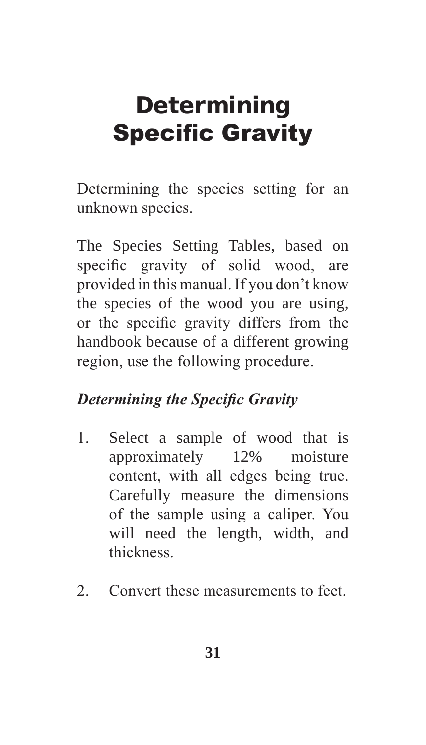# Determining Specific Gravity

Determining the species setting for an unknown species.

The Species Setting Tables, based on specific gravity of solid wood, are provided in this manual. If you don't know the species of the wood you are using, or the specific gravity differs from the handbook because of a different growing region, use the following procedure.

### *Determining the Specific Gravity*

1. Select a sample of wood that is approximately 12% moisture content, with all edges being true. Carefully measure the dimensions of the sample using a caliper. You will need the length, width, and thickness.

2. Convert these measurements to feet.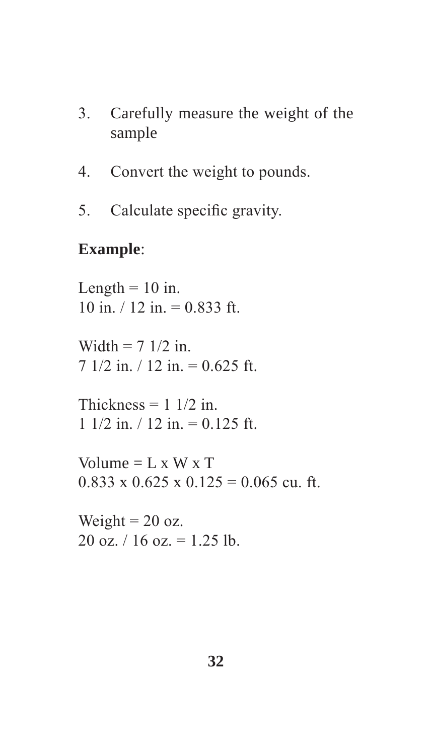3. Carefully measure the weight of the sample
4. Convert the weight to pounds.
5. Calculate specific gravity.

**Example**:

Length = 10 in.
10 in. / 12 in. = 0.833 ft.

Width = 7 1/2 in.
7 1/2 in. / 12 in. = 0.625 ft.

Thickness = 1 1/2 in.
1 1/2 in. / 12 in. = 0.125 ft.

Volume = L x W x T
0.833 x 0.625 x 0.125 = 0.065 cu. ft.

Weight = 20 oz.
20 oz. / 16 oz. = 1.25 lb.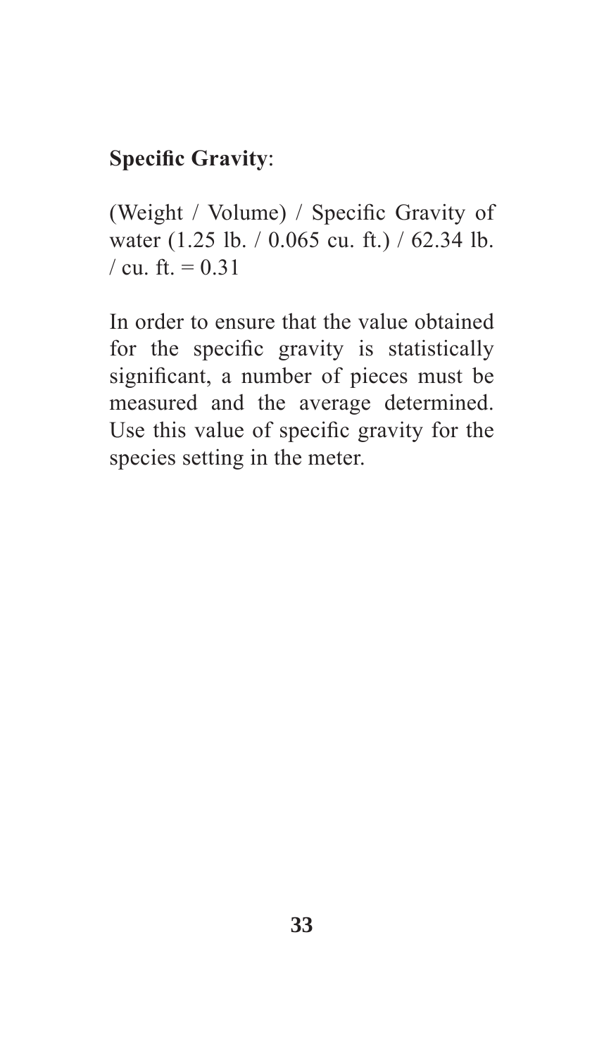**Specific Gravity**:

(Weight / Volume) / Specific Gravity of water (1.25 lb. / 0.065 cu. ft.) / 62.34 lb. / cu. ft. = 0.31

In order to ensure that the value obtained for the specific gravity is statistically significant, a number of pieces must be measured and the average determined. Use this value of specific gravity for the species setting in the meter.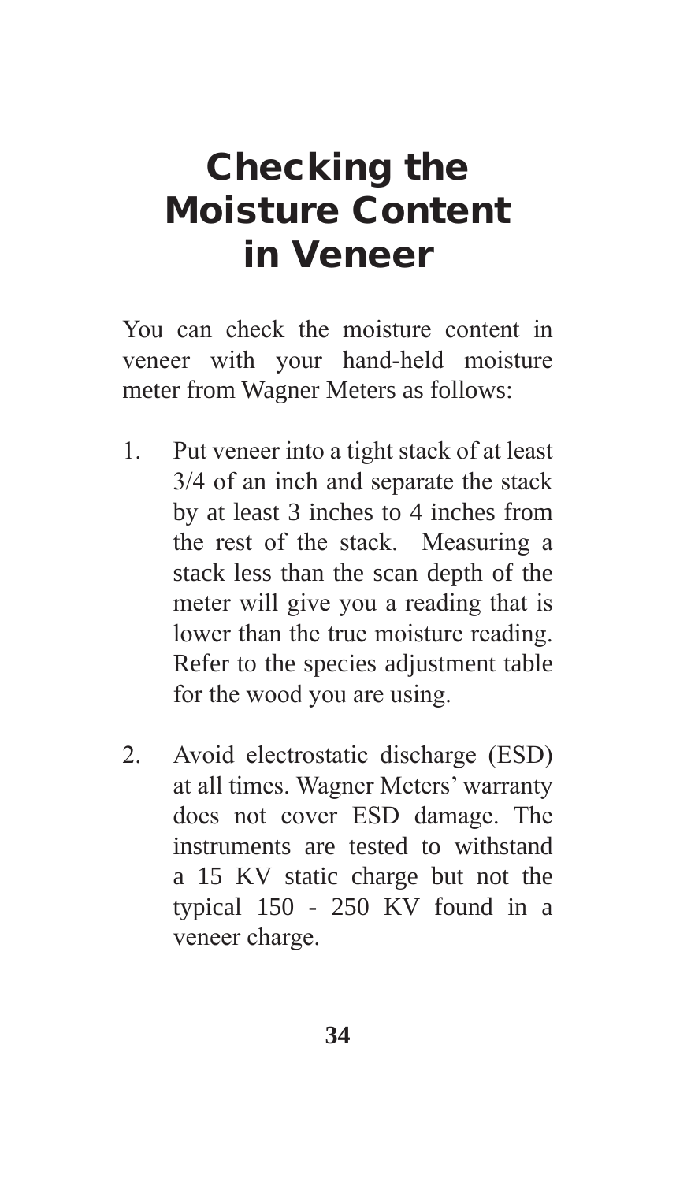# Checking the Moisture Content in Veneer

You can check the moisture content in veneer with your hand-held moisture meter from Wagner Meters as follows:

1. Put veneer into a tight stack of at least 3/4 of an inch and separate the stack by at least 3 inches to 4 inches from the rest of the stack. Measuring a stack less than the scan depth of the meter will give you a reading that is lower than the true moisture reading. Refer to the species adjustment table for the wood you are using.

2. Avoid electrostatic discharge (ESD) at all times. Wagner Meters' warranty does not cover ESD damage. The instruments are tested to withstand a 15 KV static charge but not the typical 150 - 250 KV found in a veneer charge.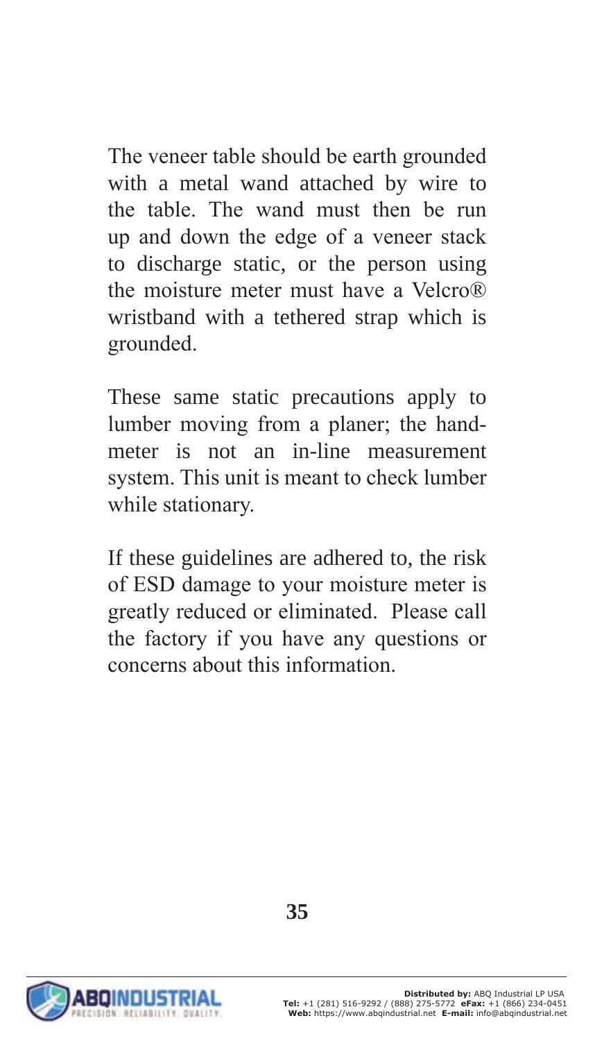The veneer table should be earth grounded with a metal wand attached by wire to the table. The wand must then be run up and down the edge of a veneer stack to discharge static, or the person using the moisture meter must have a Velcro® wristband with a tethered strap which is grounded.

These same static precautions apply to lumber moving from a planer; the hand-meter is not an in-line measurement system. This unit is meant to check lumber while stationary.

If these guidelines are adhered to, the risk of ESD damage to your moisture meter is greatly reduced or eliminated. Please call the factory if you have any questions or concerns about this information.